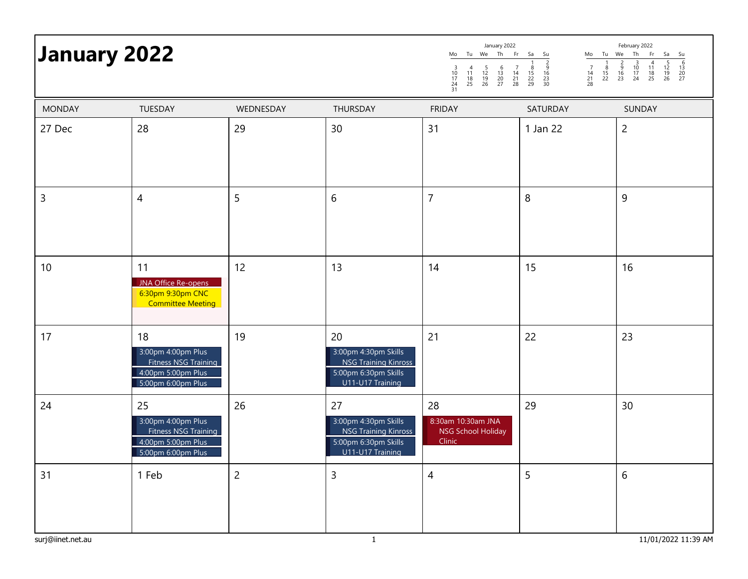# January 2022

| MONDAY | TUESDAY | WEDNESDAY | THURSDAY | FRIDAY | SATURDAY | SUNDAY |
|---|---|---|---|---|---|---|
| 27 Dec | 28 | 29 | 30 | 31 | 1 Jan 22 | 2 |
| 3 | 4 | 5 | 6 | 7 | 8 | 9 |
| 10 | 11<br>JNA Office Re-opens<br>6:30pm 9:30pm CNC Committee Meeting | 12 | 13 | 14 | 15 | 16 |
| 17 | 18<br>3:00pm 4:00pm Plus Fitness NSG Training<br>4:00pm 5:00pm Plus<br>5:00pm 6:00pm Plus | 19 | 20<br>3:00pm 4:30pm Skills NSG Training Kinross<br>5:00pm 6:30pm Skills U11-U17 Training | 21 | 22 | 23 |
| 24 | 25<br>3:00pm 4:00pm Plus Fitness NSG Training<br>4:00pm 5:00pm Plus<br>5:00pm 6:00pm Plus | 26 | 27<br>3:00pm 4:30pm Skills NSG Training Kinross<br>5:00pm 6:30pm Skills U11-U17 Training | 28<br>8:30am 10:30am JNA NSG School Holiday Clinic | 29 | 30 |
| 31 | 1 Feb | 2 | 3 | 4 | 5 | 6 |

surj@iinet.net.au

11/01/2022 11:39 AM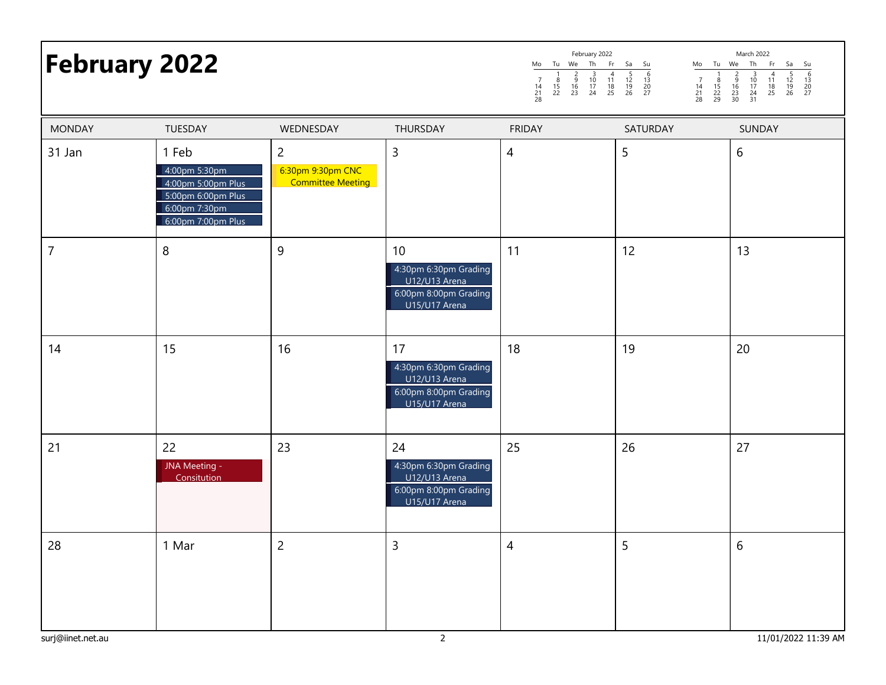# February 2022

| MONDAY | TUESDAY | WEDNESDAY | THURSDAY | FRIDAY | SATURDAY | SUNDAY |
| --- | --- | --- | --- | --- | --- | --- |
| 31 Jan | 1 Feb<br>4:00pm 5:30pm<br>4:00pm 5:00pm Plus<br>5:00pm 6:00pm Plus<br>6:00pm 7:30pm<br>6:00pm 7:00pm Plus | 2<br>6:30pm 9:30pm CNC Committee Meeting | 3 | 4 | 5 | 6 |
| 7 | 8 | 9 | 10<br>4:30pm 6:30pm Grading U12/U13 Arena<br>6:00pm 8:00pm Grading U15/U17 Arena | 11 | 12 | 13 |
| 14 | 15 | 16 | 17<br>4:30pm 6:30pm Grading U12/U13 Arena<br>6:00pm 8:00pm Grading U15/U17 Arena | 18 | 19 | 20 |
| 21 | 22<br>JNA Meeting - Consitution | 23 | 24<br>4:30pm 6:30pm Grading U12/U13 Arena<br>6:00pm 8:00pm Grading U15/U17 Arena | 25 | 26 | 27 |
| 28 | 1 Mar | 2 | 3 | 4 | 5 | 6 |

February 2022

| Mo | Tu | We | Th | Fr | Sa | Su |
| --- | --- | --- | --- | --- | --- | --- |
| | 1 | 2 | 3 | 4 | 5 | 6 |
| 7 | 8 | 9 | 10 | 11 | 12 | 13 |
| 14 | 15 | 16 | 17 | 18 | 19 | 20 |
| 21 | 22 | 23 | 24 | 25 | 26 | 27 |
| 28 | | | | | | |

March 2022

| Mo | Tu | We | Th | Fr | Sa | Su |
| --- | --- | --- | --- | --- | --- | --- |
| | 1 | 2 | 3 | 4 | 5 | 6 |
| 7 | 8 | 9 | 10 | 11 | 12 | 13 |
| 14 | 15 | 16 | 17 | 18 | 19 | 20 |
| 21 | 22 | 23 | 24 | 25 | 26 | 27 |
| 28 | 29 | 30 | 31 | | | |

surj@iinet.net.au

11/01/2022 11:39 AM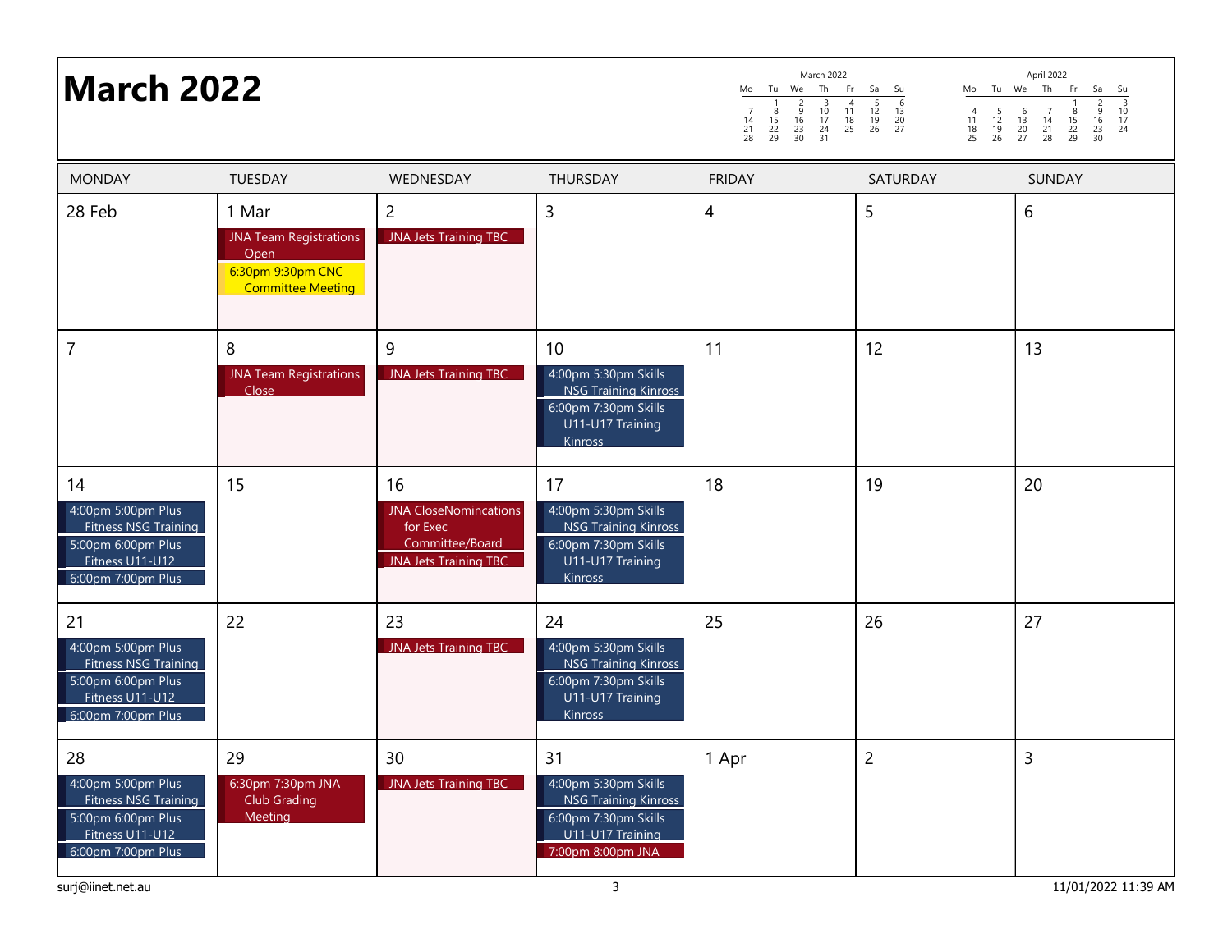# March 2022

**March 2022**

| Mo | Tu | We | Th | Fr | Sa | Su |
|---|---|---|---|---|---|---|
| | 1 | 2 | 3 | 4 | 5 | 6 |
| 7 | 8 | 9 | 10 | 11 | 12 | 13 |
| 14 | 15 | 16 | 17 | 18 | 19 | 20 |
| 21 | 22 | 23 | 24 | 25 | 26 | 27 |
| 28 | 29 | 30 | 31 | | | |

**April 2022**

| Mo | Tu | We | Th | Fr | Sa | Su |
|---|---|---|---|---|---|---|
| | | | | 1 | 2 | 3 |
| 4 | 5 | 6 | 7 | 8 | 9 | 10 |
| 11 | 12 | 13 | 14 | 15 | 16 | 17 |
| 18 | 19 | 20 | 21 | 22 | 23 | 24 |
| 25 | 26 | 27 | 28 | 29 | 30 | |

| MONDAY | TUESDAY | WEDNESDAY | THURSDAY | FRIDAY | SATURDAY | SUNDAY |
|---|---|---|---|---|---|---|
| 28 Feb | 1 Mar<br>JNA Team Registrations Open<br>6:30pm 9:30pm CNC Committee Meeting | 2<br>JNA Jets Training TBC | 3 | 4 | 5 | 6 |
| 7 | 8<br>JNA Team Registrations Close | 9<br>JNA Jets Training TBC | 10<br>4:00pm 5:30pm Skills NSG Training Kinross<br>6:00pm 7:30pm Skills U11-U17 Training Kinross | 11 | 12 | 13 |
| 14<br>4:00pm 5:00pm Plus Fitness NSG Training<br>5:00pm 6:00pm Plus Fitness U11-U12<br>6:00pm 7:00pm Plus | 15 | 16<br>JNA CloseNomincations for Exec Committee/Board<br>JNA Jets Training TBC | 17<br>4:00pm 5:30pm Skills NSG Training Kinross<br>6:00pm 7:30pm Skills U11-U17 Training Kinross | 18 | 19 | 20 |
| 21<br>4:00pm 5:00pm Plus Fitness NSG Training<br>5:00pm 6:00pm Plus Fitness U11-U12<br>6:00pm 7:00pm Plus | 22 | 23<br>JNA Jets Training TBC | 24<br>4:00pm 5:30pm Skills NSG Training Kinross<br>6:00pm 7:30pm Skills U11-U17 Training Kinross | 25 | 26 | 27 |
| 28<br>4:00pm 5:00pm Plus Fitness NSG Training<br>5:00pm 6:00pm Plus Fitness U11-U12<br>6:00pm 7:00pm Plus | 29<br>6:30pm 7:30pm JNA Club Grading Meeting | 30<br>JNA Jets Training TBC | 31<br>4:00pm 5:30pm Skills NSG Training Kinross<br>6:00pm 7:30pm Skills U11-U17 Training<br>7:00pm 8:00pm JNA | 1 Apr | 2 | 3 |

surj@iinet.net.au 11/01/2022 11:39 AM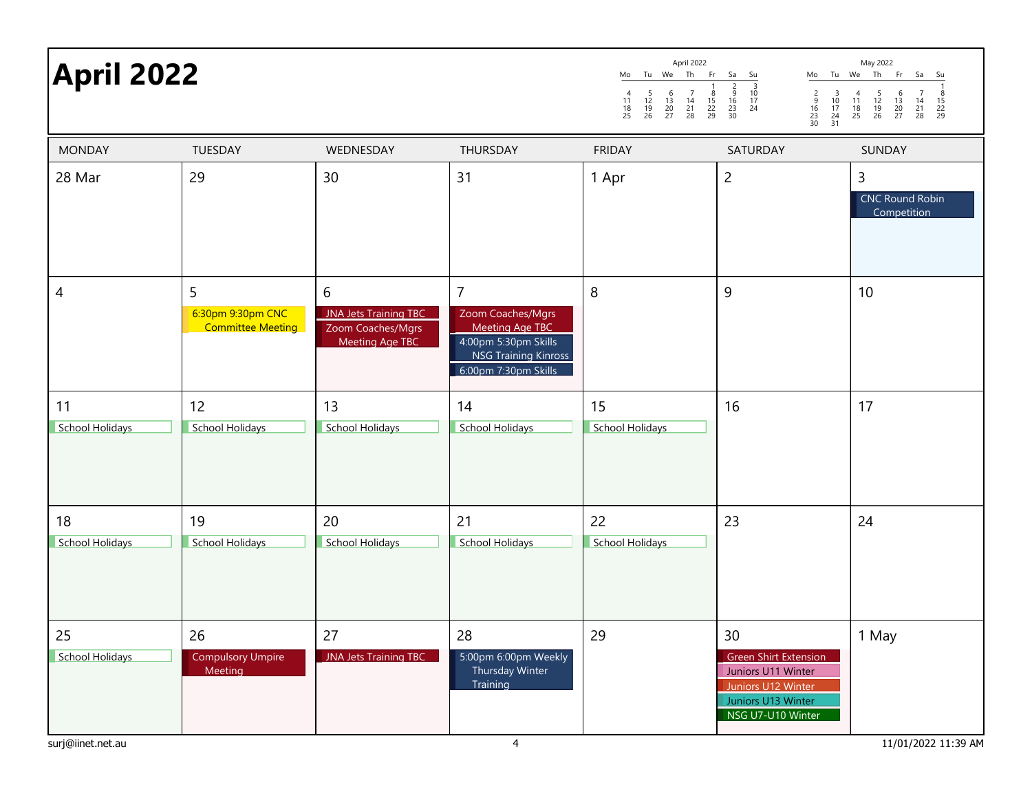# April 2022

**April 2022**

| Mo | Tu | We | Th | Fr | Sa | Su |
|---|---|---|---|---|---|---|
| | | | | 1 | 2 | 3 |
| 4 | 5 | 6 | 7 | 8 | 9 | 10 |
| 11 | 12 | 13 | 14 | 15 | 16 | 17 |
| 18 | 19 | 20 | 21 | 22 | 23 | 24 |
| 25 | 26 | 27 | 28 | 29 | 30 | |

**May 2022**

| Mo | Tu | We | Th | Fr | Sa | Su |
|---|---|---|---|---|---|---|
| | | | | | | 1 |
| 2 | 3 | 4 | 5 | 6 | 7 | 8 |
| 9 | 10 | 11 | 12 | 13 | 14 | 15 |
| 16 | 17 | 18 | 19 | 20 | 21 | 22 |
| 23 | 24 | 25 | 26 | 27 | 28 | 29 |
| 30 | 31 | | | | | |

| MONDAY | TUESDAY | WEDNESDAY | THURSDAY | FRIDAY | SATURDAY | SUNDAY |
|---|---|---|---|---|---|---|
| 28 Mar | 29 | 30 | 31 | 1 Apr | 2 | 3<br>CNC Round Robin Competition |
| 4 | 5<br>6:30pm 9:30pm CNC Committee Meeting | 6<br>JNA Jets Training TBC<br>Zoom Coaches/Mgrs Meeting Age TBC | 7<br>Zoom Coaches/Mgrs Meeting Age TBC<br>4:00pm 5:30pm Skills NSG Training Kinross<br>6:00pm 7:30pm Skills | 8 | 9 | 10 |
| 11<br>School Holidays | 12<br>School Holidays | 13<br>School Holidays | 14<br>School Holidays | 15<br>School Holidays | 16 | 17 |
| 18<br>School Holidays | 19<br>School Holidays | 20<br>School Holidays | 21<br>School Holidays | 22<br>School Holidays | 23 | 24 |
| 25<br>School Holidays | 26<br>Compulsory Umpire Meeting | 27<br>JNA Jets Training TBC | 28<br>5:00pm 6:00pm Weekly Thursday Winter Training | 29 | 30<br>Green Shirt Extension<br>Juniors U11 Winter<br>Juniors U12 Winter<br>Juniors U13 Winter<br>NSG U7-U10 Winter | 1 May |

surj@iinet.net.au — 11/01/2022 11:39 AM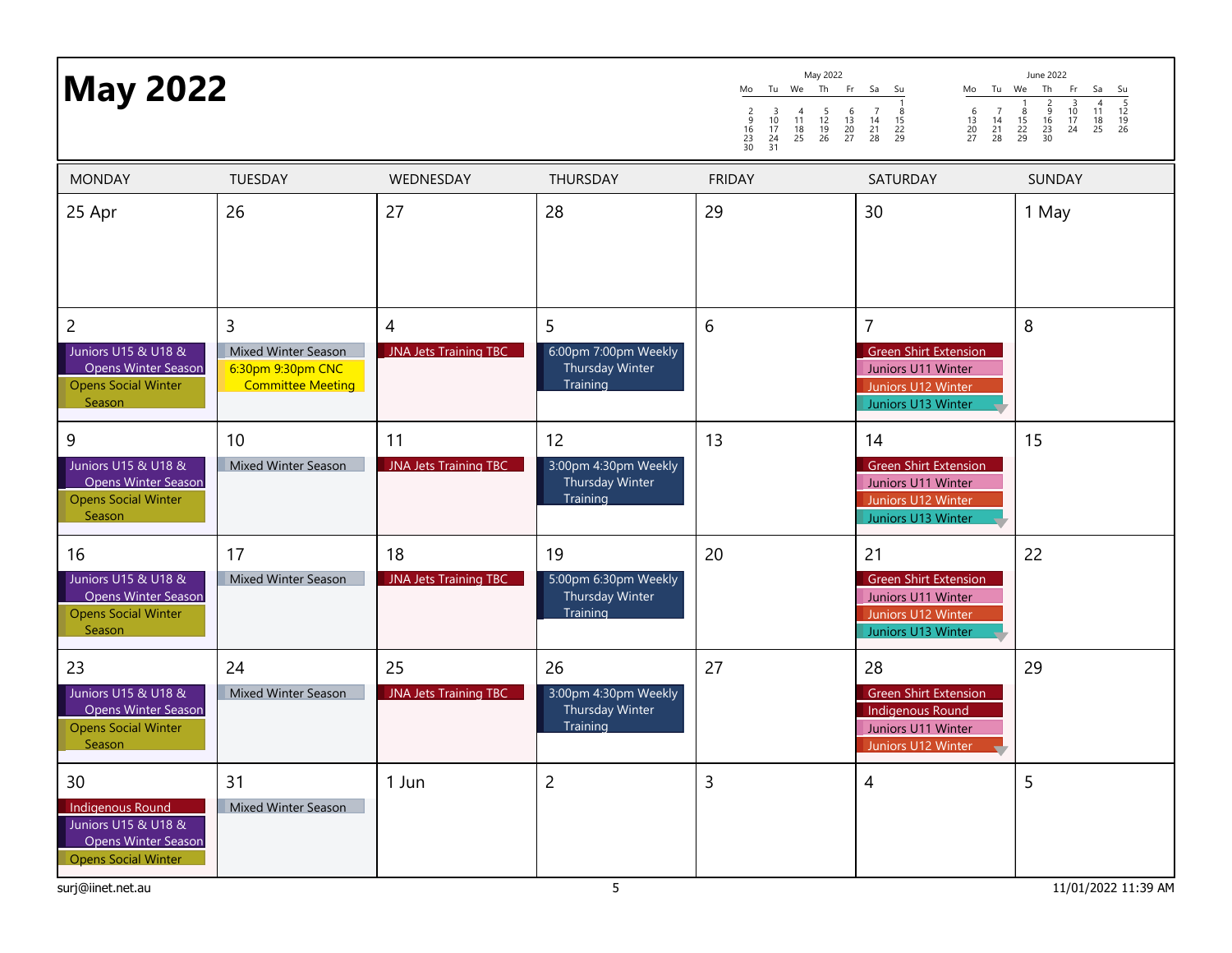# May 2022

**May 2022**

| Mo | Tu | We | Th | Fr | Sa | Su |
|---|---|---|---|---|---|---|
| | | | | | | 1 |
| 2 | 3 | 4 | 5 | 6 | 7 | 8 |
| 9 | 10 | 11 | 12 | 13 | 14 | 15 |
| 16 | 17 | 18 | 19 | 20 | 21 | 22 |
| 23 | 24 | 25 | 26 | 27 | 28 | 29 |
| 30 | 31 | | | | | |

**June 2022**

| Mo | Tu | We | Th | Fr | Sa | Su |
|---|---|---|---|---|---|---|
| | | 1 | 2 | 3 | 4 | 5 |
| 6 | 7 | 8 | 9 | 10 | 11 | 12 |
| 13 | 14 | 15 | 16 | 17 | 18 | 19 |
| 20 | 21 | 22 | 23 | 24 | 25 | 26 |
| 27 | 28 | 29 | 30 | | | |

| MONDAY | TUESDAY | WEDNESDAY | THURSDAY | FRIDAY | SATURDAY | SUNDAY |
|---|---|---|---|---|---|---|
| 25 Apr | 26 | 27 | 28 | 29 | 30 | 1 May |
| 2<br>Juniors U15 & U18 & Opens Winter Season<br>Opens Social Winter Season | 3<br>Mixed Winter Season<br>6:30pm 9:30pm CNC Committee Meeting | 4<br>JNA Jets Training TBC | 5<br>6:00pm 7:00pm Weekly Thursday Winter Training | 6 | 7<br>Green Shirt Extension<br>Juniors U11 Winter<br>Juniors U12 Winter<br>Juniors U13 Winter | 8 |
| 9<br>Juniors U15 & U18 & Opens Winter Season<br>Opens Social Winter Season | 10<br>Mixed Winter Season | 11<br>JNA Jets Training TBC | 12<br>3:00pm 4:30pm Weekly Thursday Winter Training | 13 | 14<br>Green Shirt Extension<br>Juniors U11 Winter<br>Juniors U12 Winter<br>Juniors U13 Winter | 15 |
| 16<br>Juniors U15 & U18 & Opens Winter Season<br>Opens Social Winter Season | 17<br>Mixed Winter Season | 18<br>JNA Jets Training TBC | 19<br>5:00pm 6:30pm Weekly Thursday Winter Training | 20 | 21<br>Green Shirt Extension<br>Juniors U11 Winter<br>Juniors U12 Winter<br>Juniors U13 Winter | 22 |
| 23<br>Juniors U15 & U18 & Opens Winter Season<br>Opens Social Winter Season | 24<br>Mixed Winter Season | 25<br>JNA Jets Training TBC | 26<br>3:00pm 4:30pm Weekly Thursday Winter Training | 27 | 28<br>Green Shirt Extension<br>Indigenous Round<br>Juniors U11 Winter<br>Juniors U12 Winter | 29 |
| 30<br>Indigenous Round<br>Juniors U15 & U18 & Opens Winter Season<br>Opens Social Winter | 31<br>Mixed Winter Season | 1 Jun | 2 | 3 | 4 | 5 |

surj@iinet.net.au

11/01/2022 11:39 AM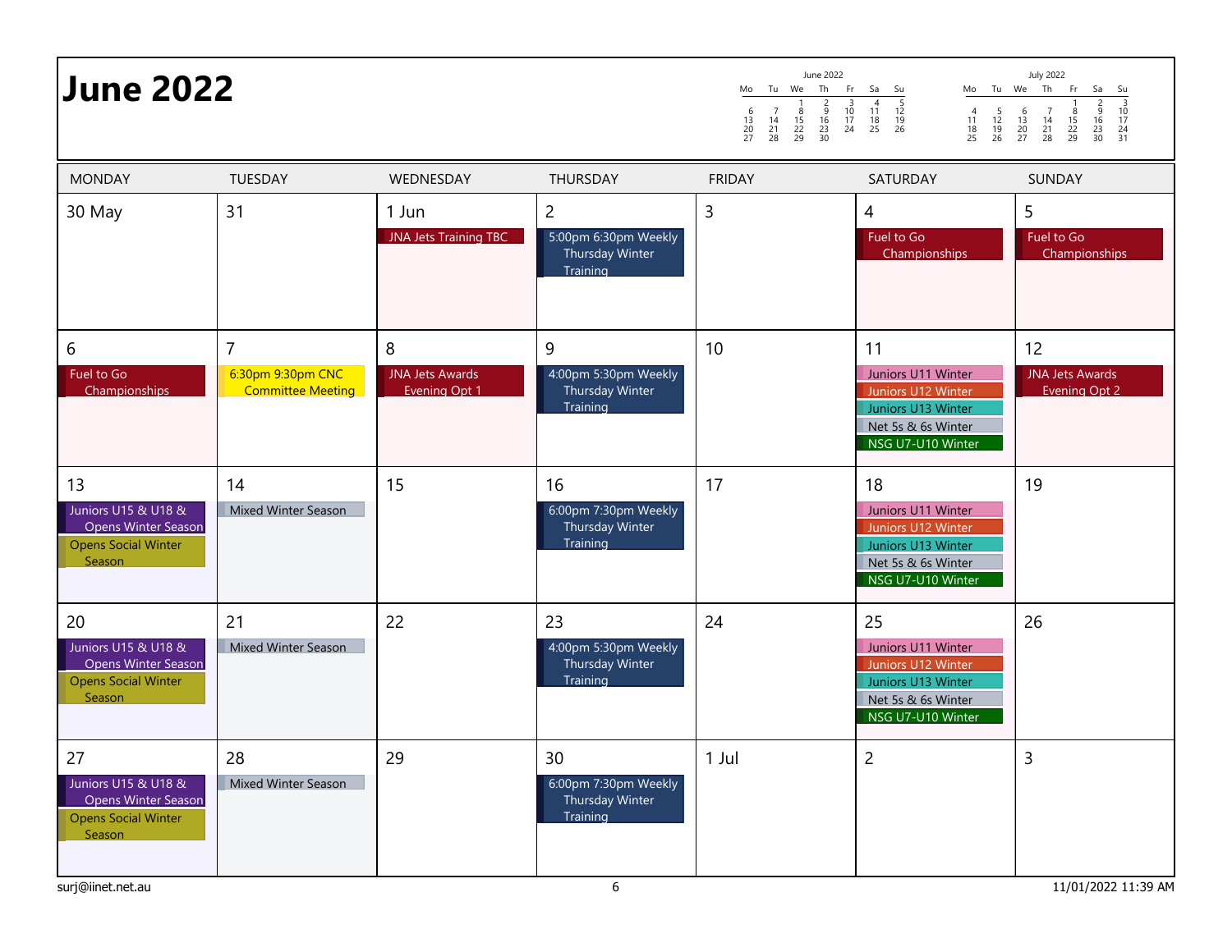# June 2022

June 2022

| Mo | Tu | We | Th | Fr | Sa | Su |
|---|---|---|---|---|---|---|
| | | 1 | 2 | 3 | 4 | 5 |
| 6 | 7 | 8 | 9 | 10 | 11 | 12 |
| 13 | 14 | 15 | 16 | 17 | 18 | 19 |
| 20 | 21 | 22 | 23 | 24 | 25 | 26 |
| 27 | 28 | 29 | 30 | | | |

July 2022

| Mo | Tu | We | Th | Fr | Sa | Su |
|---|---|---|---|---|---|---|
| | | | | 1 | 2 | 3 |
| 4 | 5 | 6 | 7 | 8 | 9 | 10 |
| 11 | 12 | 13 | 14 | 15 | 16 | 17 |
| 18 | 19 | 20 | 21 | 22 | 23 | 24 |
| 25 | 26 | 27 | 28 | 29 | 30 | 31 |

| MONDAY | TUESDAY | WEDNESDAY | THURSDAY | FRIDAY | SATURDAY | SUNDAY |
|---|---|---|---|---|---|---|
| 30 May | 31 | 1 Jun<br>JNA Jets Training TBC | 2<br>5:00pm 6:30pm Weekly Thursday Winter Training | 3 | 4<br>Fuel to Go Championships | 5<br>Fuel to Go Championships |
| 6<br>Fuel to Go Championships | 7<br>6:30pm 9:30pm CNC Committee Meeting | 8<br>JNA Jets Awards Evening Opt 1 | 9<br>4:00pm 5:30pm Weekly Thursday Winter Training | 10 | 11<br>Juniors U11 Winter<br>Juniors U12 Winter<br>Juniors U13 Winter<br>Net 5s & 6s Winter<br>NSG U7-U10 Winter | 12<br>JNA Jets Awards Evening Opt 2 |
| 13<br>Juniors U15 & U18 & Opens Winter Season<br>Opens Social Winter Season | 14<br>Mixed Winter Season | 15 | 16<br>6:00pm 7:30pm Weekly Thursday Winter Training | 17 | 18<br>Juniors U11 Winter<br>Juniors U12 Winter<br>Juniors U13 Winter<br>Net 5s & 6s Winter<br>NSG U7-U10 Winter | 19 |
| 20<br>Juniors U15 & U18 & Opens Winter Season<br>Opens Social Winter Season | 21<br>Mixed Winter Season | 22 | 23<br>4:00pm 5:30pm Weekly Thursday Winter Training | 24 | 25<br>Juniors U11 Winter<br>Juniors U12 Winter<br>Juniors U13 Winter<br>Net 5s & 6s Winter<br>NSG U7-U10 Winter | 26 |
| 27<br>Juniors U15 & U18 & Opens Winter Season<br>Opens Social Winter Season | 28<br>Mixed Winter Season | 29 | 30<br>6:00pm 7:30pm Weekly Thursday Winter Training | 1 Jul | 2 | 3 |

surj@iinet.net.au

11/01/2022 11:39 AM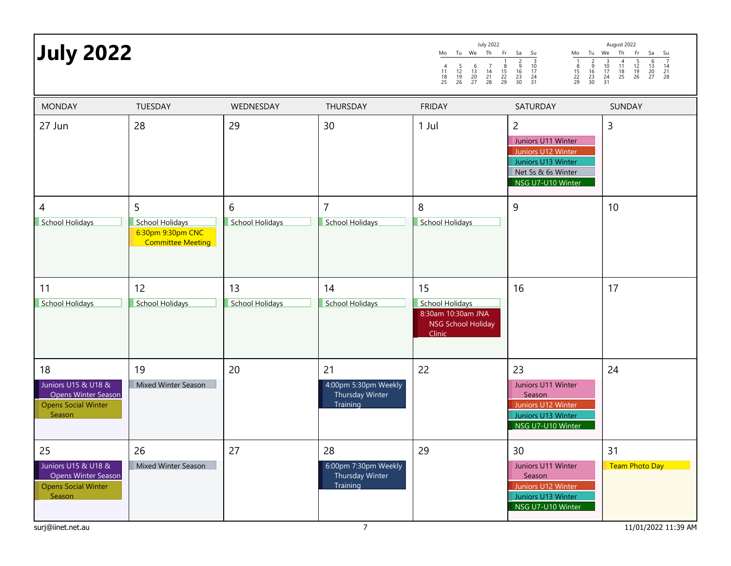# July 2022

**July 2022**

| Mo | Tu | We | Th | Fr | Sa | Su |
|---|---|---|---|---|---|---|
| | | | | 1 | 2 | 3 |
| 4 | 5 | 6 | 7 | 8 | 9 | 10 |
| 11 | 12 | 13 | 14 | 15 | 16 | 17 |
| 18 | 19 | 20 | 21 | 22 | 23 | 24 |
| 25 | 26 | 27 | 28 | 29 | 30 | 31 |

**August 2022**

| Mo | Tu | We | Th | Fr | Sa | Su |
|---|---|---|---|---|---|---|
| 1 | 2 | 3 | 4 | 5 | 6 | 7 |
| 8 | 9 | 10 | 11 | 12 | 13 | 14 |
| 15 | 16 | 17 | 18 | 19 | 20 | 21 |
| 22 | 23 | 24 | 25 | 26 | 27 | 28 |
| 29 | 30 | 31 | | | | |

| MONDAY | TUESDAY | WEDNESDAY | THURSDAY | FRIDAY | SATURDAY | SUNDAY |
|---|---|---|---|---|---|---|
| 27 Jun | 28 | 29 | 30 | 1 Jul | 2<br>Juniors U11 Winter<br>Juniors U12 Winter<br>Juniors U13 Winter<br>Net 5s & 6s Winter<br>NSG U7-U10 Winter | 3 |
| 4<br>School Holidays | 5<br>School Holidays<br>6:30pm 9:30pm CNC Committee Meeting | 6<br>School Holidays | 7<br>School Holidays | 8<br>School Holidays | 9 | 10 |
| 11<br>School Holidays | 12<br>School Holidays | 13<br>School Holidays | 14<br>School Holidays | 15<br>School Holidays<br>8:30am 10:30am JNA NSG School Holiday Clinic | 16 | 17 |
| 18<br>Juniors U15 & U18 & Opens Winter Season<br>Opens Social Winter Season | 19<br>Mixed Winter Season | 20 | 21<br>4:00pm 5:30pm Weekly Thursday Winter Training | 22 | 23<br>Juniors U11 Winter Season<br>Juniors U12 Winter<br>Juniors U13 Winter<br>NSG U7-U10 Winter | 24 |
| 25<br>Juniors U15 & U18 & Opens Winter Season<br>Opens Social Winter Season | 26<br>Mixed Winter Season | 27 | 28<br>6:00pm 7:30pm Weekly Thursday Winter Training | 29 | 30<br>Juniors U11 Winter Season<br>Juniors U12 Winter<br>Juniors U13 Winter<br>NSG U7-U10 Winter | 31<br>Team Photo Day |

surj@iinet.net.au 11/01/2022 11:39 AM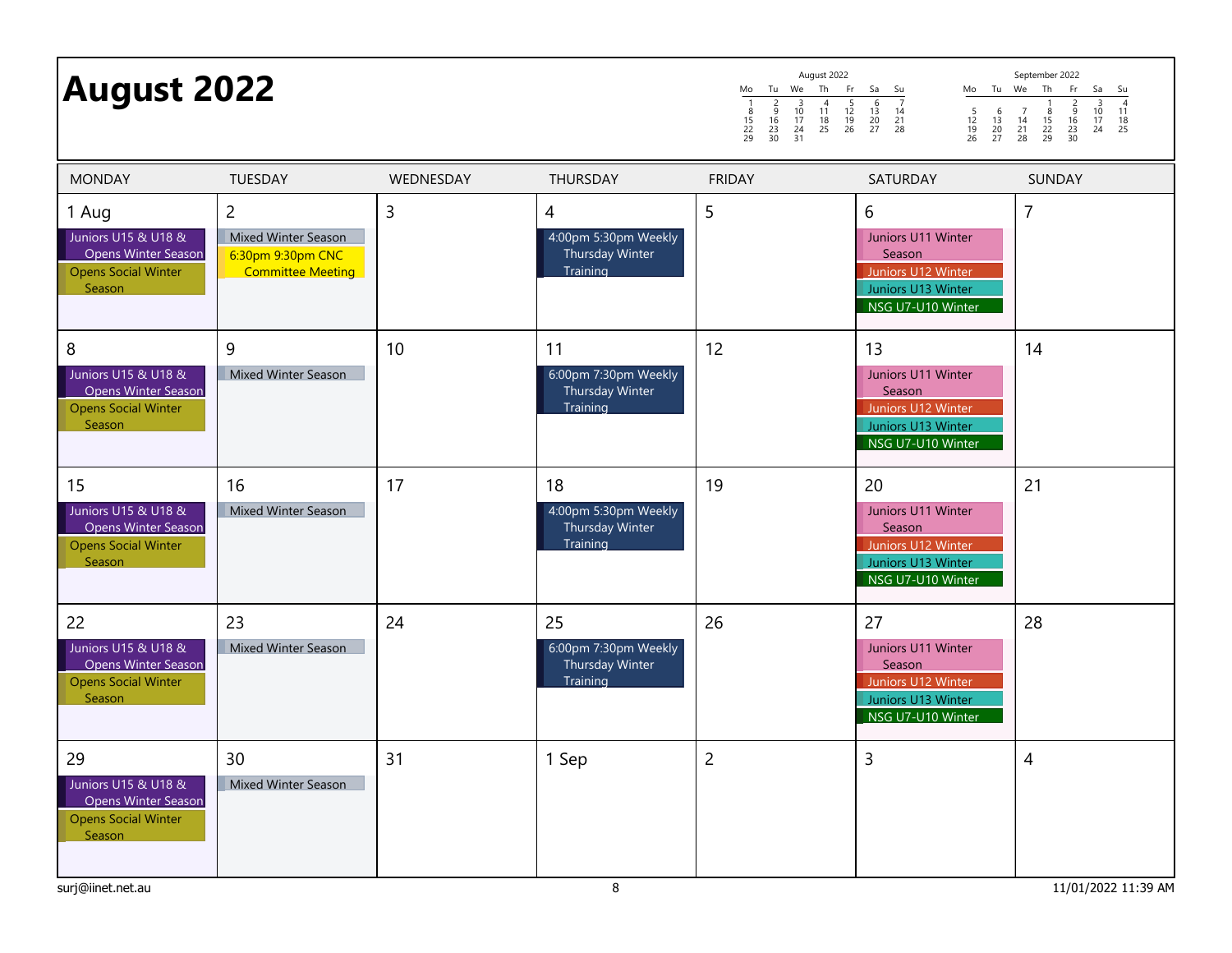# August 2022

**August 2022**

| Mo | Tu | We | Th | Fr | Sa | Su |
|---|---|---|---|---|---|---|
| 1 | 2 | 3 | 4 | 5 | 6 | 7 |
| 8 | 9 | 10 | 11 | 12 | 13 | 14 |
| 15 | 16 | 17 | 18 | 19 | 20 | 21 |
| 22 | 23 | 24 | 25 | 26 | 27 | 28 |
| 29 | 30 | 31 | | | | |

**September 2022**

| Mo | Tu | We | Th | Fr | Sa | Su |
|---|---|---|---|---|---|---|
| | | | 1 | 2 | 3 | 4 |
| 5 | 6 | 7 | 8 | 9 | 10 | 11 |
| 12 | 13 | 14 | 15 | 16 | 17 | 18 |
| 19 | 20 | 21 | 22 | 23 | 24 | 25 |
| 26 | 27 | 28 | 29 | 30 | | |

| MONDAY | TUESDAY | WEDNESDAY | THURSDAY | FRIDAY | SATURDAY | SUNDAY |
|---|---|---|---|---|---|---|
| 1 Aug<br>Juniors U15 & U18 & Opens Winter Season<br>Opens Social Winter Season | 2<br>Mixed Winter Season<br>6:30pm 9:30pm CNC Committee Meeting | 3 | 4<br>4:00pm 5:30pm Weekly Thursday Winter Training | 5 | 6<br>Juniors U11 Winter Season<br>Juniors U12 Winter<br>Juniors U13 Winter<br>NSG U7-U10 Winter | 7 |
| 8<br>Juniors U15 & U18 & Opens Winter Season<br>Opens Social Winter Season | 9<br>Mixed Winter Season | 10 | 11<br>6:00pm 7:30pm Weekly Thursday Winter Training | 12 | 13<br>Juniors U11 Winter Season<br>Juniors U12 Winter<br>Juniors U13 Winter<br>NSG U7-U10 Winter | 14 |
| 15<br>Juniors U15 & U18 & Opens Winter Season<br>Opens Social Winter Season | 16<br>Mixed Winter Season | 17 | 18<br>4:00pm 5:30pm Weekly Thursday Winter Training | 19 | 20<br>Juniors U11 Winter Season<br>Juniors U12 Winter<br>Juniors U13 Winter<br>NSG U7-U10 Winter | 21 |
| 22<br>Juniors U15 & U18 & Opens Winter Season<br>Opens Social Winter Season | 23<br>Mixed Winter Season | 24 | 25<br>6:00pm 7:30pm Weekly Thursday Winter Training | 26 | 27<br>Juniors U11 Winter Season<br>Juniors U12 Winter<br>Juniors U13 Winter<br>NSG U7-U10 Winter | 28 |
| 29<br>Juniors U15 & U18 & Opens Winter Season<br>Opens Social Winter Season | 30<br>Mixed Winter Season | 31 | 1 Sep | 2 | 3 | 4 |

surj@iinet.net.au 11/01/2022 11:39 AM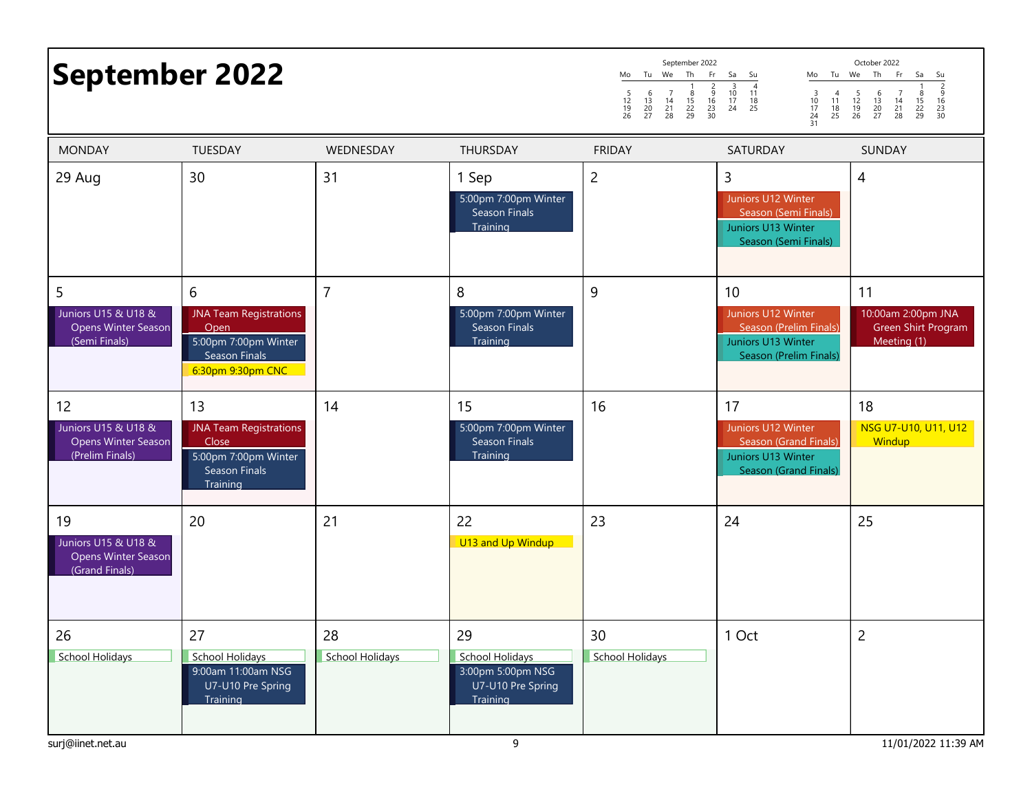# September 2022

| September 2022 | | | | | | |
|---|---|---|---|---|---|---|
| Mo | Tu | We | Th | Fr | Sa | Su |
| | | | 1 | 2 | 3 | 4 |
| 5 | 6 | 7 | 8 | 9 | 10 | 11 |
| 12 | 13 | 14 | 15 | 16 | 17 | 18 |
| 19 | 20 | 21 | 22 | 23 | 24 | 25 |
| 26 | 27 | 28 | 29 | 30 | | |

| October 2022 | | | | | | |
|---|---|---|---|---|---|---|
| Mo | Tu | We | Th | Fr | Sa | Su |
| | | | | | 1 | 2 |
| 3 | 4 | 5 | 6 | 7 | 8 | 9 |
| 10 | 11 | 12 | 13 | 14 | 15 | 16 |
| 17 | 18 | 19 | 20 | 21 | 22 | 23 |
| 24 | 25 | 26 | 27 | 28 | 29 | 30 |
| 31 | | | | | | |

| MONDAY | TUESDAY | WEDNESDAY | THURSDAY | FRIDAY | SATURDAY | SUNDAY |
|---|---|---|---|---|---|---|
| 29 Aug | 30 | 31 | 1 Sep<br>5:00pm 7:00pm Winter Season Finals Training | 2 | 3<br>Juniors U12 Winter Season (Semi Finals)<br>Juniors U13 Winter Season (Semi Finals) | 4 |
| 5<br>Juniors U15 & U18 & Opens Winter Season (Semi Finals) | 6<br>JNA Team Registrations Open<br>5:00pm 7:00pm Winter Season Finals<br>6:30pm 9:30pm CNC | 7 | 8<br>5:00pm 7:00pm Winter Season Finals Training | 9 | 10<br>Juniors U12 Winter Season (Prelim Finals)<br>Juniors U13 Winter Season (Prelim Finals) | 11<br>10:00am 2:00pm JNA Green Shirt Program Meeting (1) |
| 12<br>Juniors U15 & U18 & Opens Winter Season (Prelim Finals) | 13<br>JNA Team Registrations Close<br>5:00pm 7:00pm Winter Season Finals Training | 14 | 15<br>5:00pm 7:00pm Winter Season Finals Training | 16 | 17<br>Juniors U12 Winter Season (Grand Finals)<br>Juniors U13 Winter Season (Grand Finals) | 18<br>NSG U7-U10, U11, U12 Windup |
| 19<br>Juniors U15 & U18 & Opens Winter Season (Grand Finals) | 20 | 21 | 22<br>U13 and Up Windup | 23 | 24 | 25 |
| 26<br>School Holidays | 27<br>School Holidays<br>9:00am 11:00am NSG U7-U10 Pre Spring Training | 28<br>School Holidays | 29<br>School Holidays<br>3:00pm 5:00pm NSG U7-U10 Pre Spring Training | 30<br>School Holidays | 1 Oct | 2 |

surj@iinet.net.au 11/01/2022 11:39 AM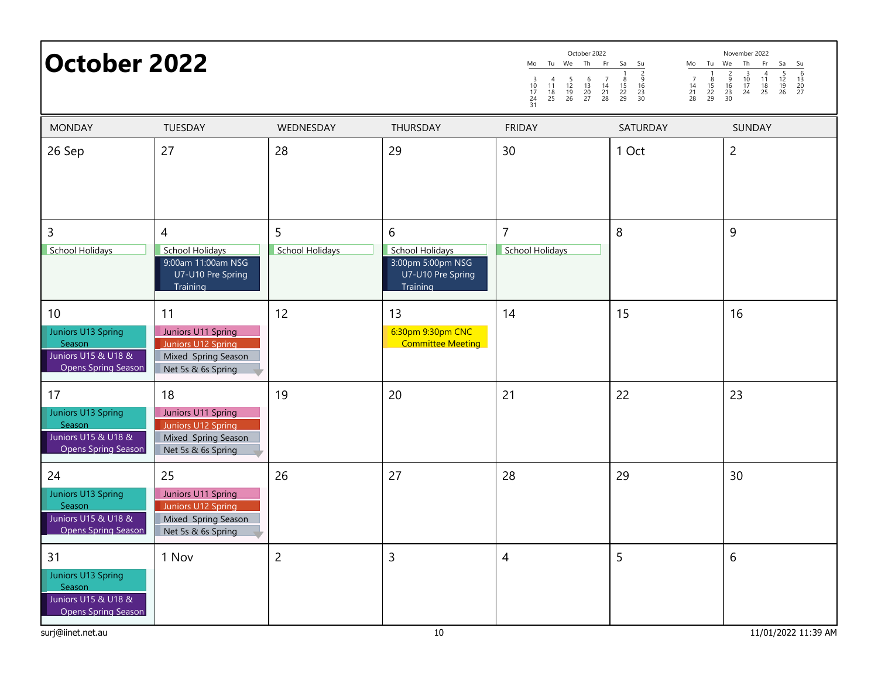# October 2022

| October 2022 | | | | | | |
|---|---|---|---|---|---|---|
| Mo | Tu | We | Th | Fr | Sa | Su |
| | | | | | 1 | 2 |
| 3 | 4 | 5 | 6 | 7 | 8 | 9 |
| 10 | 11 | 12 | 13 | 14 | 15 | 16 |
| 17 | 18 | 19 | 20 | 21 | 22 | 23 |
| 24 | 25 | 26 | 27 | 28 | 29 | 30 |
| 31 | | | | | | |

| November 2022 | | | | | | |
|---|---|---|---|---|---|---|
| Mo | Tu | We | Th | Fr | Sa | Su |
| | 1 | 2 | 3 | 4 | 5 | 6 |
| 7 | 8 | 9 | 10 | 11 | 12 | 13 |
| 14 | 15 | 16 | 17 | 18 | 19 | 20 |
| 21 | 22 | 23 | 24 | 25 | 26 | 27 |
| 28 | 29 | 30 | | | | |

| MONDAY | TUESDAY | WEDNESDAY | THURSDAY | FRIDAY | SATURDAY | SUNDAY |
|---|---|---|---|---|---|---|
| 26 Sep | 27 | 28 | 29 | 30 | 1 Oct | 2 |
| 3<br>School Holidays | 4<br>School Holidays<br>9:00am 11:00am NSG U7-U10 Pre Spring Training | 5<br>School Holidays | 6<br>School Holidays<br>3:00pm 5:00pm NSG U7-U10 Pre Spring Training | 7<br>School Holidays | 8 | 9 |
| 10<br>Juniors U13 Spring Season<br>Juniors U15 & U18 & Opens Spring Season | 11<br>Juniors U11 Spring<br>Juniors U12 Spring<br>Mixed Spring Season<br>Net 5s & 6s Spring | 12 | 13<br>6:30pm 9:30pm CNC Committee Meeting | 14 | 15 | 16 |
| 17<br>Juniors U13 Spring Season<br>Juniors U15 & U18 & Opens Spring Season | 18<br>Juniors U11 Spring<br>Juniors U12 Spring<br>Mixed Spring Season<br>Net 5s & 6s Spring | 19 | 20 | 21 | 22 | 23 |
| 24<br>Juniors U13 Spring Season<br>Juniors U15 & U18 & Opens Spring Season | 25<br>Juniors U11 Spring<br>Juniors U12 Spring<br>Mixed Spring Season<br>Net 5s & 6s Spring | 26 | 27 | 28 | 29 | 30 |
| 31<br>Juniors U13 Spring Season<br>Juniors U15 & U18 & Opens Spring Season | 1 Nov | 2 | 3 | 4 | 5 | 6 |

surj@iinet.net.au

11/01/2022 11:39 AM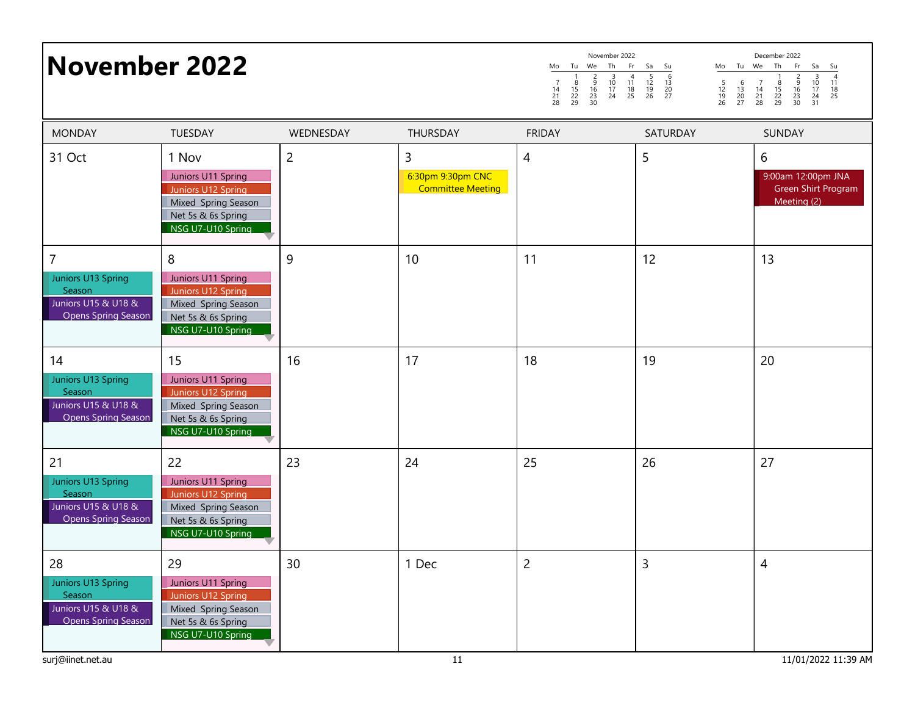# November 2022

| November 2022 | | | | | | |
|---|---|---|---|---|---|---|
| Mo | Tu | We | Th | Fr | Sa | Su |
| | 1 | 2 | 3 | 4 | 5 | 6 |
| 7 | 8 | 9 | 10 | 11 | 12 | 13 |
| 14 | 15 | 16 | 17 | 18 | 19 | 20 |
| 21 | 22 | 23 | 24 | 25 | 26 | 27 |
| 28 | 29 | 30 | | | | |

| December 2022 | | | | | | |
|---|---|---|---|---|---|---|
| Mo | Tu | We | Th | Fr | Sa | Su |
| | | | 1 | 2 | 3 | 4 |
| 5 | 6 | 7 | 8 | 9 | 10 | 11 |
| 12 | 13 | 14 | 15 | 16 | 17 | 18 |
| 19 | 20 | 21 | 22 | 23 | 24 | 25 |
| 26 | 27 | 28 | 29 | 30 | 31 | |

| MONDAY | TUESDAY | WEDNESDAY | THURSDAY | FRIDAY | SATURDAY | SUNDAY |
|---|---|---|---|---|---|---|
| 31 Oct | 1 Nov<br>Juniors U11 Spring<br>Juniors U12 Spring<br>Mixed Spring Season<br>Net 5s & 6s Spring<br>NSG U7-U10 Spring | 2 | 3<br>6:30pm 9:30pm CNC Committee Meeting | 4 | 5 | 6<br>9:00am 12:00pm JNA Green Shirt Program Meeting (2) |
| 7<br>Juniors U13 Spring Season<br>Juniors U15 & U18 & Opens Spring Season | 8<br>Juniors U11 Spring<br>Juniors U12 Spring<br>Mixed Spring Season<br>Net 5s & 6s Spring<br>NSG U7-U10 Spring | 9 | 10 | 11 | 12 | 13 |
| 14<br>Juniors U13 Spring Season<br>Juniors U15 & U18 & Opens Spring Season | 15<br>Juniors U11 Spring<br>Juniors U12 Spring<br>Mixed Spring Season<br>Net 5s & 6s Spring<br>NSG U7-U10 Spring | 16 | 17 | 18 | 19 | 20 |
| 21<br>Juniors U13 Spring Season<br>Juniors U15 & U18 & Opens Spring Season | 22<br>Juniors U11 Spring<br>Juniors U12 Spring<br>Mixed Spring Season<br>Net 5s & 6s Spring<br>NSG U7-U10 Spring | 23 | 24 | 25 | 26 | 27 |
| 28<br>Juniors U13 Spring Season<br>Juniors U15 & U18 & Opens Spring Season | 29<br>Juniors U11 Spring<br>Juniors U12 Spring<br>Mixed Spring Season<br>Net 5s & 6s Spring<br>NSG U7-U10 Spring | 30 | 1 Dec | 2 | 3 | 4 |

surj@iinet.net.au 11/01/2022 11:39 AM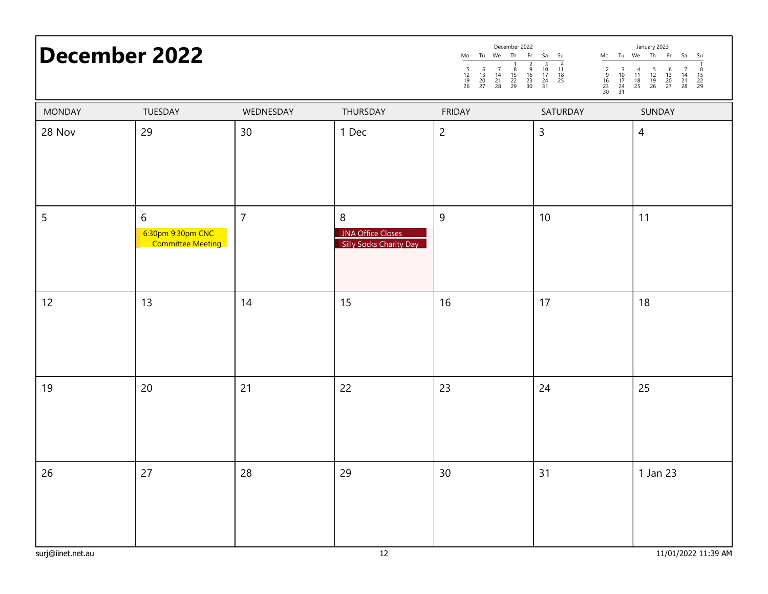# December 2022

| December 2022 | | | | | | |
|---|---|---|---|---|---|---|
| Mo | Tu | We | Th | Fr | Sa | Su |
| | | | 1 | 2 | 3 | 4 |
| 5 | 6 | 7 | 8 | 9 | 10 | 11 |
| 12 | 13 | 14 | 15 | 16 | 17 | 18 |
| 19 | 20 | 21 | 22 | 23 | 24 | 25 |
| 26 | 27 | 28 | 29 | 30 | 31 | |

| January 2023 | | | | | | |
|---|---|---|---|---|---|---|
| Mo | Tu | We | Th | Fr | Sa | Su |
| | | | | | | 1 |
| 2 | 3 | 4 | 5 | 6 | 7 | 8 |
| 9 | 10 | 11 | 12 | 13 | 14 | 15 |
| 16 | 17 | 18 | 19 | 20 | 21 | 22 |
| 23 | 24 | 25 | 26 | 27 | 28 | 29 |
| 30 | 31 | | | | | |

| MONDAY | TUESDAY | WEDNESDAY | THURSDAY | FRIDAY | SATURDAY | SUNDAY |
|---|---|---|---|---|---|---|
| 28 Nov | 29 | 30 | 1 Dec | 2 | 3 | 4 |
| 5 | 6<br>6:30pm 9:30pm CNC Committee Meeting | 7 | 8<br>JNA Office Closes<br>Silly Socks Charity Day | 9 | 10 | 11 |
| 12 | 13 | 14 | 15 | 16 | 17 | 18 |
| 19 | 20 | 21 | 22 | 23 | 24 | 25 |
| 26 | 27 | 28 | 29 | 30 | 31 | 1 Jan 23 |

surj@iinet.net.au

11/01/2022 11:39 AM